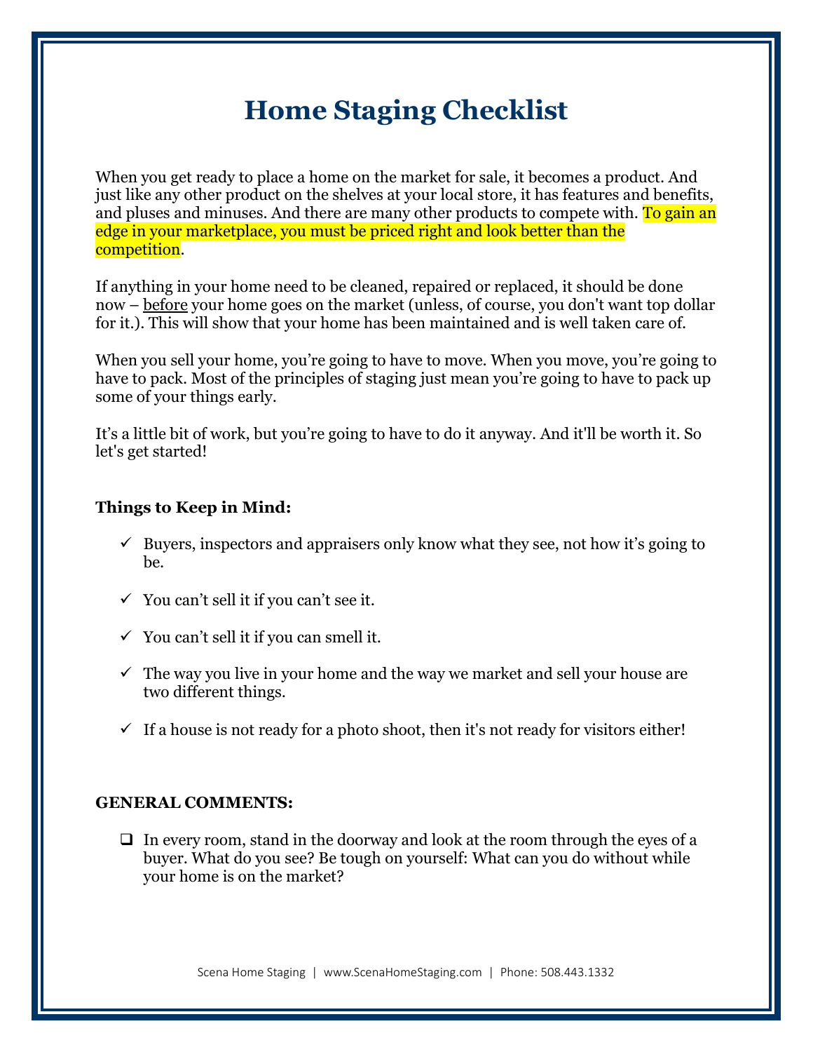# Home Staging Checklist

When you get ready to place a home on the market for sale, it becomes a product. And just like any other product on the shelves at your local store, it has features and benefits, and pluses and minuses. And there are many other products to compete with. To gain an edge in your marketplace, you must be priced right and look better than the competition.

If anything in your home need to be cleaned, repaired or replaced, it should be done now – before your home goes on the market (unless, of course, you don't want top dollar for it.). This will show that your home has been maintained and is well taken care of.

When you sell your home, you're going to have to move. When you move, you're going to have to pack. Most of the principles of staging just mean you're going to have to pack up some of your things early.

It's a little bit of work, but you're going to have to do it anyway. And it'll be worth it. So let's get started!

**Things to Keep in Mind:**

- ✓ Buyers, inspectors and appraisers only know what they see, not how it's going to be.
- ✓ You can't sell it if you can't see it.
- ✓ You can't sell it if you can smell it.
- ✓ The way you live in your home and the way we market and sell your house are two different things.
- ✓ If a house is not ready for a photo shoot, then it's not ready for visitors either!

**GENERAL COMMENTS:**

- ❑ In every room, stand in the doorway and look at the room through the eyes of a buyer. What do you see? Be tough on yourself: What can you do without while your home is on the market?

Scena Home Staging | www.ScenaHomeStaging.com | Phone: 508.443.1332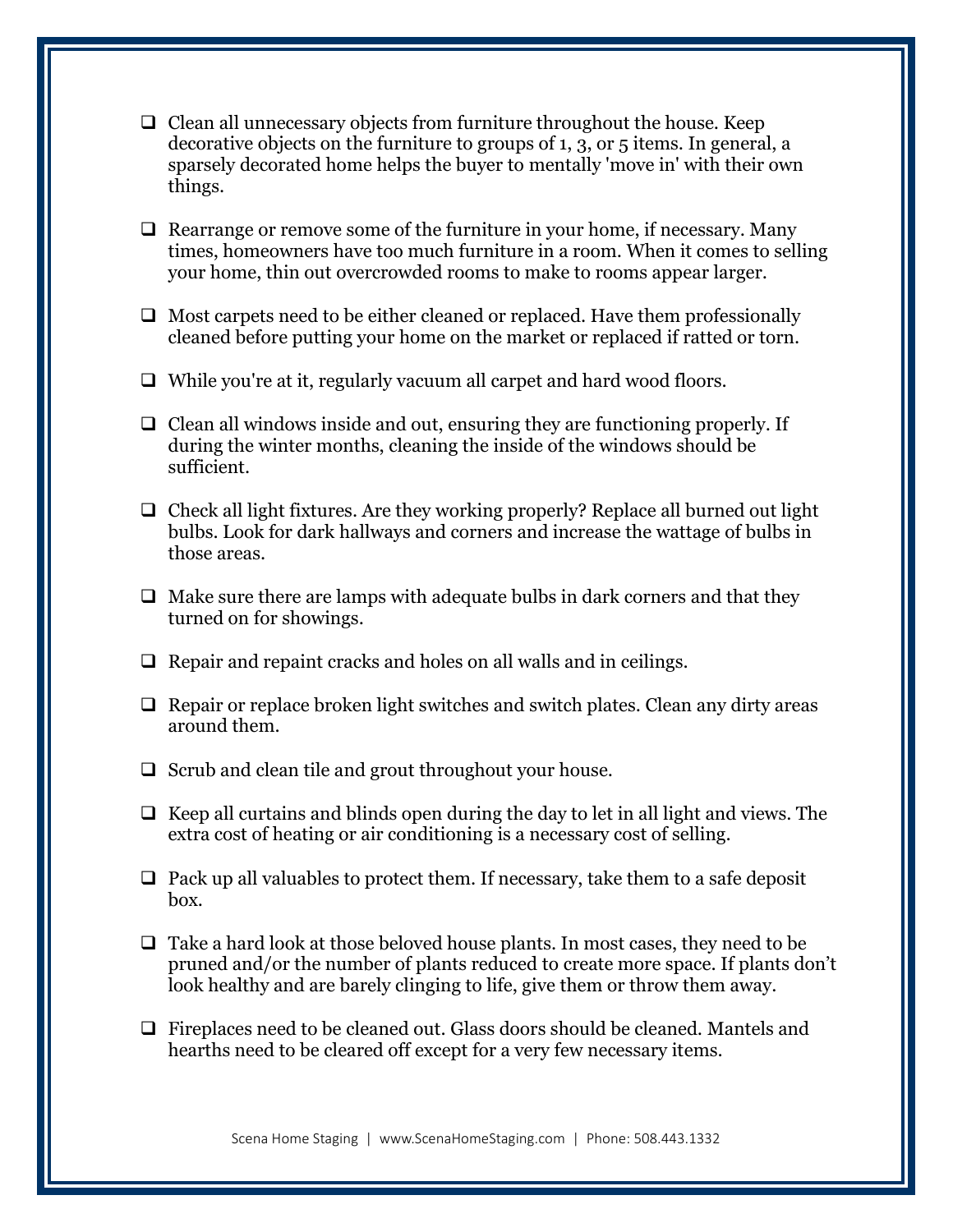- Clean all unnecessary objects from furniture throughout the house. Keep decorative objects on the furniture to groups of 1, 3, or 5 items. In general, a sparsely decorated home helps the buyer to mentally 'move in' with their own things.

- Rearrange or remove some of the furniture in your home, if necessary. Many times, homeowners have too much furniture in a room. When it comes to selling your home, thin out overcrowded rooms to make to rooms appear larger.

- Most carpets need to be either cleaned or replaced. Have them professionally cleaned before putting your home on the market or replaced if ratted or torn.

- While you're at it, regularly vacuum all carpet and hard wood floors.

- Clean all windows inside and out, ensuring they are functioning properly. If during the winter months, cleaning the inside of the windows should be sufficient.

- Check all light fixtures. Are they working properly? Replace all burned out light bulbs. Look for dark hallways and corners and increase the wattage of bulbs in those areas.

- Make sure there are lamps with adequate bulbs in dark corners and that they turned on for showings.

- Repair and repaint cracks and holes on all walls and in ceilings.

- Repair or replace broken light switches and switch plates. Clean any dirty areas around them.

- Scrub and clean tile and grout throughout your house.

- Keep all curtains and blinds open during the day to let in all light and views. The extra cost of heating or air conditioning is a necessary cost of selling.

- Pack up all valuables to protect them. If necessary, take them to a safe deposit box.

- Take a hard look at those beloved house plants. In most cases, they need to be pruned and/or the number of plants reduced to create more space. If plants don't look healthy and are barely clinging to life, give them or throw them away.

- Fireplaces need to be cleaned out. Glass doors should be cleaned. Mantels and hearths need to be cleared off except for a very few necessary items.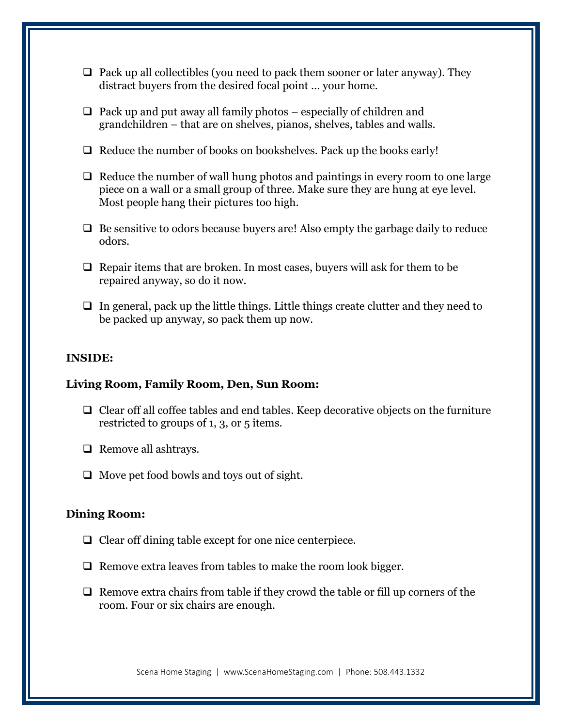- [ ] Pack up all collectibles (you need to pack them sooner or later anyway). They distract buyers from the desired focal point … your home.

- [ ] Pack up and put away all family photos – especially of children and grandchildren – that are on shelves, pianos, shelves, tables and walls.

- [ ] Reduce the number of books on bookshelves. Pack up the books early!

- [ ] Reduce the number of wall hung photos and paintings in every room to one large piece on a wall or a small group of three. Make sure they are hung at eye level. Most people hang their pictures too high.

- [ ] Be sensitive to odors because buyers are! Also empty the garbage daily to reduce odors.

- [ ] Repair items that are broken. In most cases, buyers will ask for them to be repaired anyway, so do it now.

- [ ] In general, pack up the little things. Little things create clutter and they need to be packed up anyway, so pack them up now.

**INSIDE:**

**Living Room, Family Room, Den, Sun Room:**

- [ ] Clear off all coffee tables and end tables. Keep decorative objects on the furniture restricted to groups of 1, 3, or 5 items.

- [ ] Remove all ashtrays.

- [ ] Move pet food bowls and toys out of sight.

**Dining Room:**

- [ ] Clear off dining table except for one nice centerpiece.

- [ ] Remove extra leaves from tables to make the room look bigger.

- [ ] Remove extra chairs from table if they crowd the table or fill up corners of the room. Four or six chairs are enough.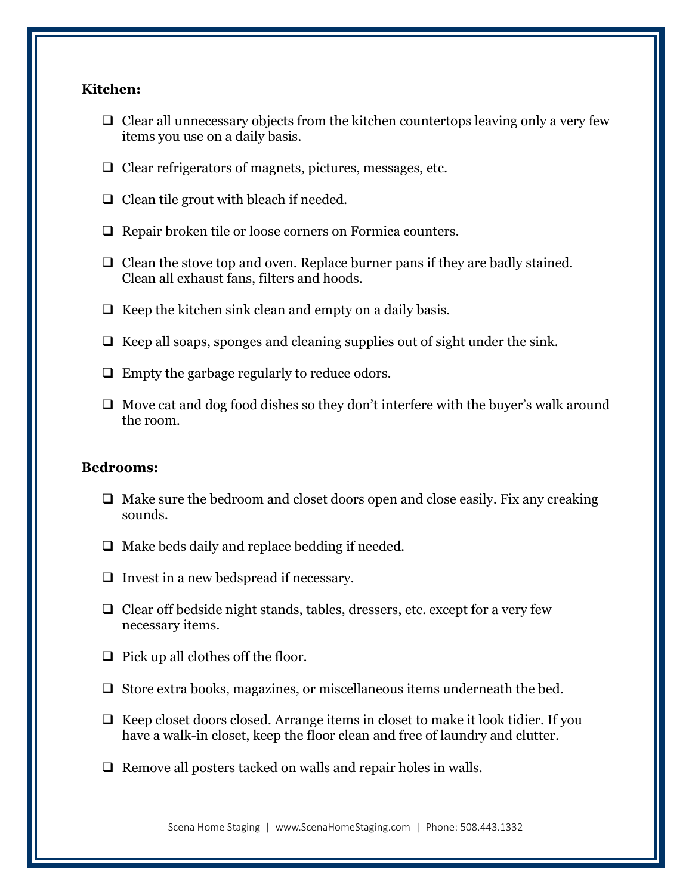**Kitchen:**

- Clear all unnecessary objects from the kitchen countertops leaving only a very few items you use on a daily basis.
- Clear refrigerators of magnets, pictures, messages, etc.
- Clean tile grout with bleach if needed.
- Repair broken tile or loose corners on Formica counters.
- Clean the stove top and oven. Replace burner pans if they are badly stained. Clean all exhaust fans, filters and hoods.
- Keep the kitchen sink clean and empty on a daily basis.
- Keep all soaps, sponges and cleaning supplies out of sight under the sink.
- Empty the garbage regularly to reduce odors.
- Move cat and dog food dishes so they don't interfere with the buyer's walk around the room.

**Bedrooms:**

- Make sure the bedroom and closet doors open and close easily. Fix any creaking sounds.
- Make beds daily and replace bedding if needed.
- Invest in a new bedspread if necessary.
- Clear off bedside night stands, tables, dressers, etc. except for a very few necessary items.
- Pick up all clothes off the floor.
- Store extra books, magazines, or miscellaneous items underneath the bed.
- Keep closet doors closed. Arrange items in closet to make it look tidier. If you have a walk-in closet, keep the floor clean and free of laundry and clutter.
- Remove all posters tacked on walls and repair holes in walls.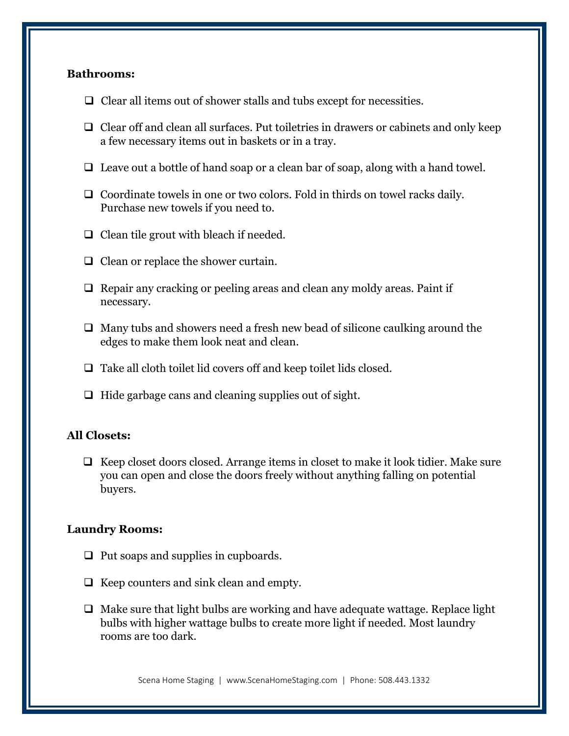**Bathrooms:**

- [ ] Clear all items out of shower stalls and tubs except for necessities.
- [ ] Clear off and clean all surfaces. Put toiletries in drawers or cabinets and only keep a few necessary items out in baskets or in a tray.
- [ ] Leave out a bottle of hand soap or a clean bar of soap, along with a hand towel.
- [ ] Coordinate towels in one or two colors. Fold in thirds on towel racks daily. Purchase new towels if you need to.
- [ ] Clean tile grout with bleach if needed.
- [ ] Clean or replace the shower curtain.
- [ ] Repair any cracking or peeling areas and clean any moldy areas. Paint if necessary.
- [ ] Many tubs and showers need a fresh new bead of silicone caulking around the edges to make them look neat and clean.
- [ ] Take all cloth toilet lid covers off and keep toilet lids closed.
- [ ] Hide garbage cans and cleaning supplies out of sight.

**All Closets:**

- [ ] Keep closet doors closed. Arrange items in closet to make it look tidier. Make sure you can open and close the doors freely without anything falling on potential buyers.

**Laundry Rooms:**

- [ ] Put soaps and supplies in cupboards.
- [ ] Keep counters and sink clean and empty.
- [ ] Make sure that light bulbs are working and have adequate wattage. Replace light bulbs with higher wattage bulbs to create more light if needed. Most laundry rooms are too dark.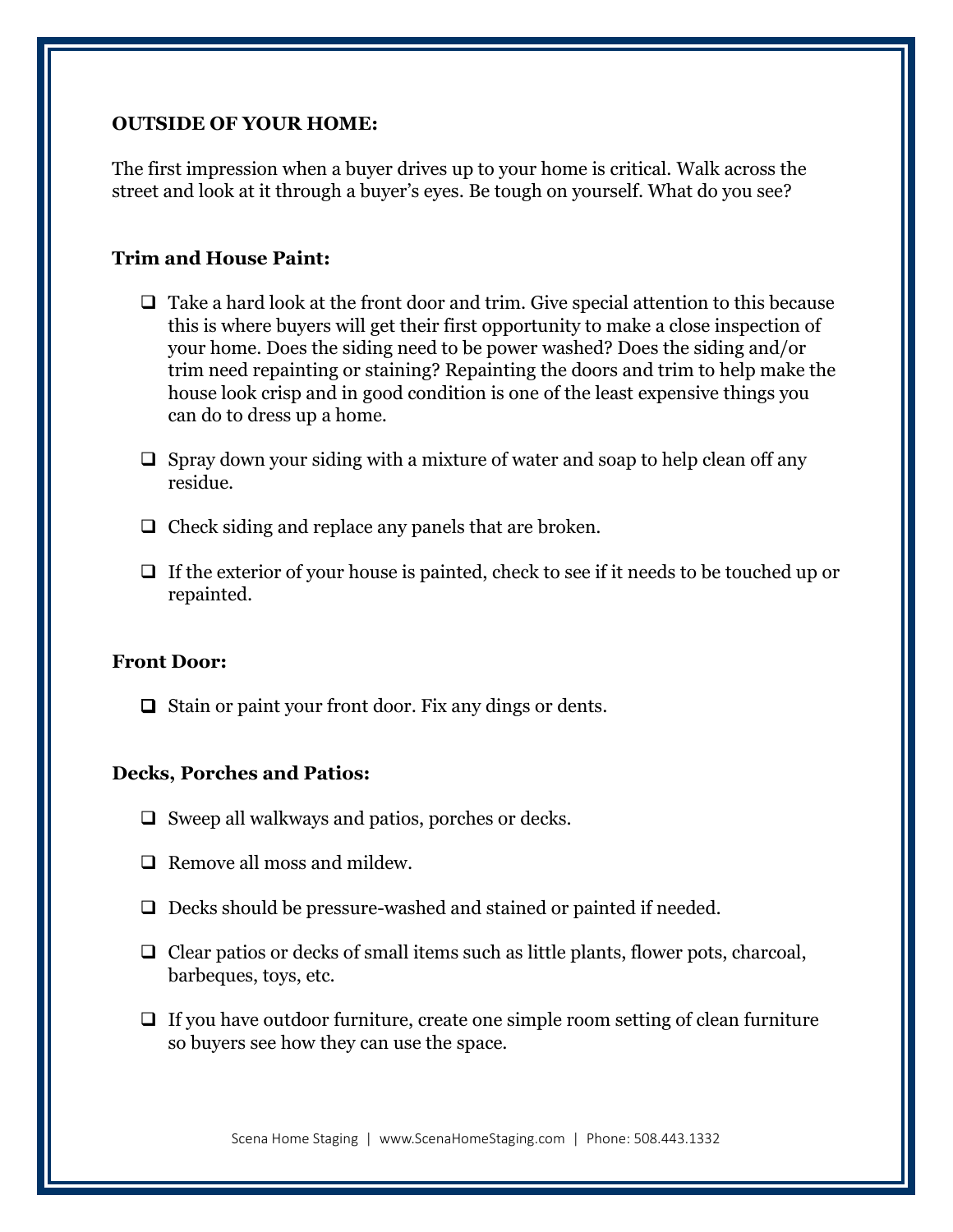**OUTSIDE OF YOUR HOME:**

The first impression when a buyer drives up to your home is critical. Walk across the street and look at it through a buyer's eyes. Be tough on yourself. What do you see?

**Trim and House Paint:**

- ❑ Take a hard look at the front door and trim. Give special attention to this because this is where buyers will get their first opportunity to make a close inspection of your home. Does the siding need to be power washed? Does the siding and/or trim need repainting or staining? Repainting the doors and trim to help make the house look crisp and in good condition is one of the least expensive things you can do to dress up a home.

- ❑ Spray down your siding with a mixture of water and soap to help clean off any residue.

- ❑ Check siding and replace any panels that are broken.

- ❑ If the exterior of your house is painted, check to see if it needs to be touched up or repainted.

**Front Door:**

- ❑ Stain or paint your front door. Fix any dings or dents.

**Decks, Porches and Patios:**

- ❑ Sweep all walkways and patios, porches or decks.

- ❑ Remove all moss and mildew.

- ❑ Decks should be pressure-washed and stained or painted if needed.

- ❑ Clear patios or decks of small items such as little plants, flower pots, charcoal, barbeques, toys, etc.

- ❑ If you have outdoor furniture, create one simple room setting of clean furniture so buyers see how they can use the space.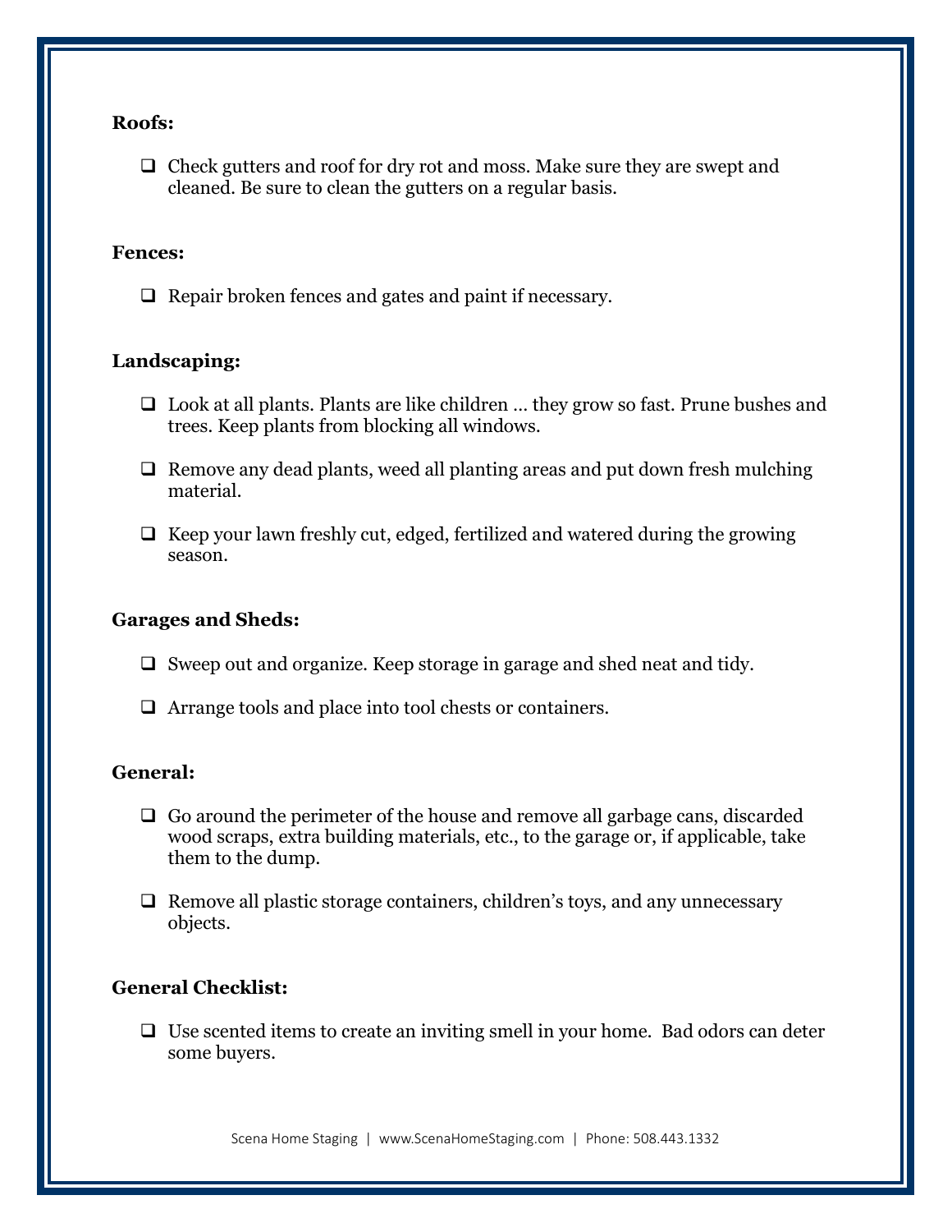**Roofs:**

- [ ] Check gutters and roof for dry rot and moss. Make sure they are swept and cleaned. Be sure to clean the gutters on a regular basis.

**Fences:**

- [ ] Repair broken fences and gates and paint if necessary.

**Landscaping:**

- [ ] Look at all plants. Plants are like children … they grow so fast. Prune bushes and trees. Keep plants from blocking all windows.

- [ ] Remove any dead plants, weed all planting areas and put down fresh mulching material.

- [ ] Keep your lawn freshly cut, edged, fertilized and watered during the growing season.

**Garages and Sheds:**

- [ ] Sweep out and organize. Keep storage in garage and shed neat and tidy.

- [ ] Arrange tools and place into tool chests or containers.

**General:**

- [ ] Go around the perimeter of the house and remove all garbage cans, discarded wood scraps, extra building materials, etc., to the garage or, if applicable, take them to the dump.

- [ ] Remove all plastic storage containers, children's toys, and any unnecessary objects.

**General Checklist:**

- [ ] Use scented items to create an inviting smell in your home. Bad odors can deter some buyers.

Scena Home Staging | www.ScenaHomeStaging.com | Phone: 508.443.1332